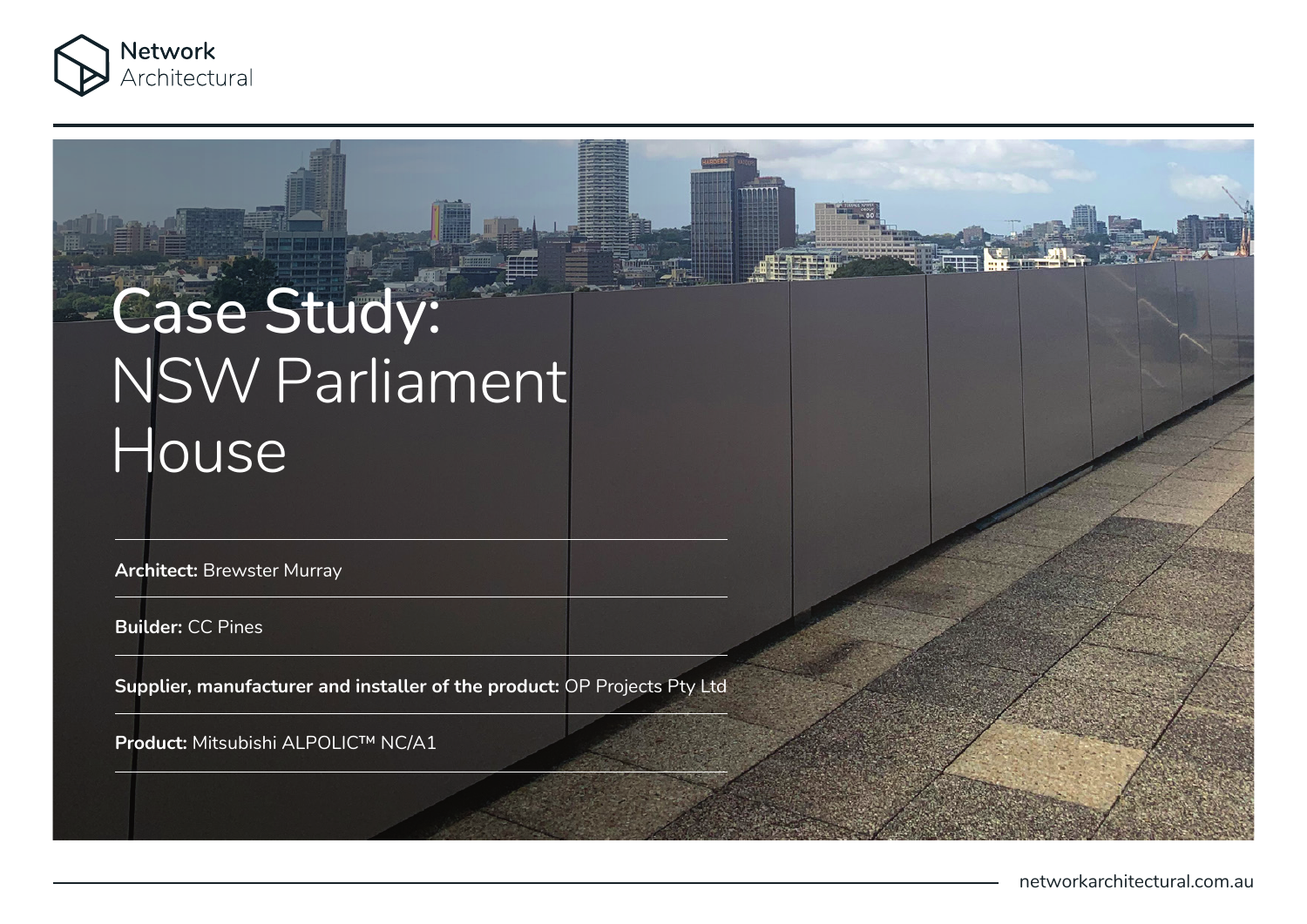# Case Study: NSW Parliament House

**Architect:** Brewster Murray

**Builder:** CC Pines

**Supplier, manufacturer and installer of the product:** OP Projects Pty Ltd

**Product:** Mitsubishi ALPOLIC™ NC/A1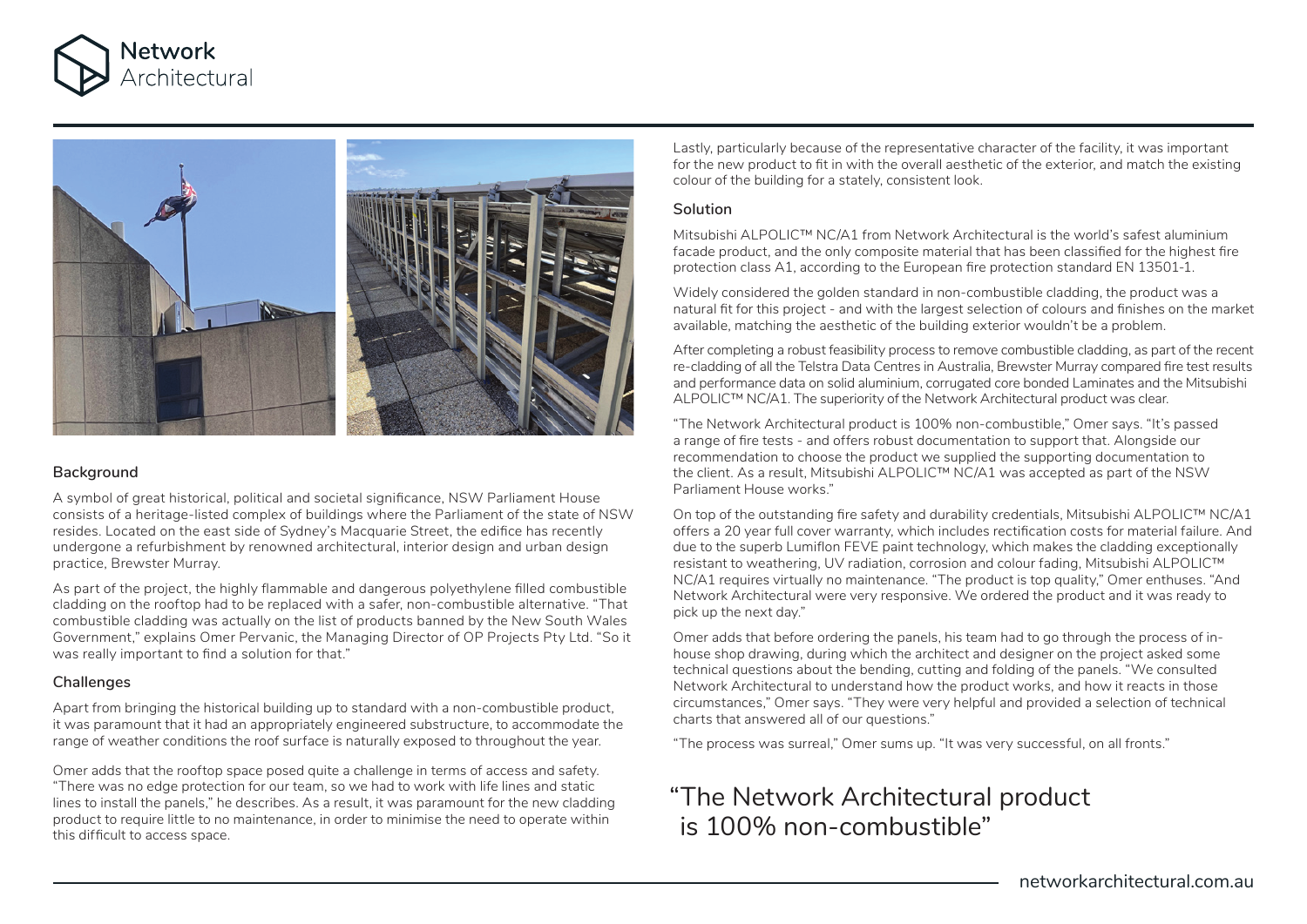## Background

A symbol of great historical, political and societal significance, NSW Parliament House consists of a heritage-listed complex of buildings where the Parliament of the state of NSW resides. Located on the east side of Sydney's Macquarie Street, the edifice has recently undergone a refurbishment by renowned architectural, interior design and urban design practice, Brewster Murray.

As part of the project, the highly flammable and dangerous polyethylene filled combustible cladding on the rooftop had to be replaced with a safer, non-combustible alternative. "That combustible cladding was actually on the list of products banned by the New South Wales Government," explains Omer Pervanic, the Managing Director of OP Projects Pty Ltd. "So it was really important to find a solution for that."

## Challenges

Apart from bringing the historical building up to standard with a non-combustible product, it was paramount that it had an appropriately engineered substructure, to accommodate the range of weather conditions the roof surface is naturally exposed to throughout the year.

Omer adds that the rooftop space posed quite a challenge in terms of access and safety. "There was no edge protection for our team, so we had to work with life lines and static lines to install the panels," he describes. As a result, it was paramount for the new cladding product to require little to no maintenance, in order to minimise the need to operate within this difficult to access space.

Lastly, particularly because of the representative character of the facility, it was important for the new product to fit in with the overall aesthetic of the exterior, and match the existing colour of the building for a stately, consistent look.

## Solution

Mitsubishi ALPOLIC™ NC/A1 from Network Architectural is the world's safest aluminium facade product, and the only composite material that has been classified for the highest fire protection class A1, according to the European fire protection standard EN 13501-1.

Widely considered the golden standard in non-combustible cladding, the product was a natural fit for this project - and with the largest selection of colours and finishes on the market available, matching the aesthetic of the building exterior wouldn't be a problem.

After completing a robust feasibility process to remove combustible cladding, as part of the recent re-cladding of all the Telstra Data Centres in Australia, Brewster Murray compared fire test results and performance data on solid aluminium, corrugated core bonded Laminates and the Mitsubishi ALPOLIC™ NC/A1. The superiority of the Network Architectural product was clear.

"The Network Architectural product is 100% non-combustible," Omer says. "It's passed a range of fire tests - and offers robust documentation to support that. Alongside our recommendation to choose the product we supplied the supporting documentation to the client. As a result, Mitsubishi ALPOLIC™ NC/A1 was accepted as part of the NSW Parliament House works."

On top of the outstanding fire safety and durability credentials, Mitsubishi ALPOLIC™ NC/A1 offers a 20 year full cover warranty, which includes rectification costs for material failure. And due to the superb Lumiflon FEVE paint technology, which makes the cladding exceptionally resistant to weathering, UV radiation, corrosion and colour fading, Mitsubishi ALPOLIC™ NC/A1 requires virtually no maintenance. "The product is top quality," Omer enthuses. "And Network Architectural were very responsive. We ordered the product and it was ready to pick up the next day."

Omer adds that before ordering the panels, his team had to go through the process of in-house shop drawing, during which the architect and designer on the project asked some technical questions about the bending, cutting and folding of the panels. "We consulted Network Architectural to understand how the product works, and how it reacts in those circumstances," Omer says. "They were very helpful and provided a selection of technical charts that answered all of our questions."

"The process was surreal," Omer sums up. "It was very successful, on all fronts."

> "The Network Architectural product is 100% non-combustible"